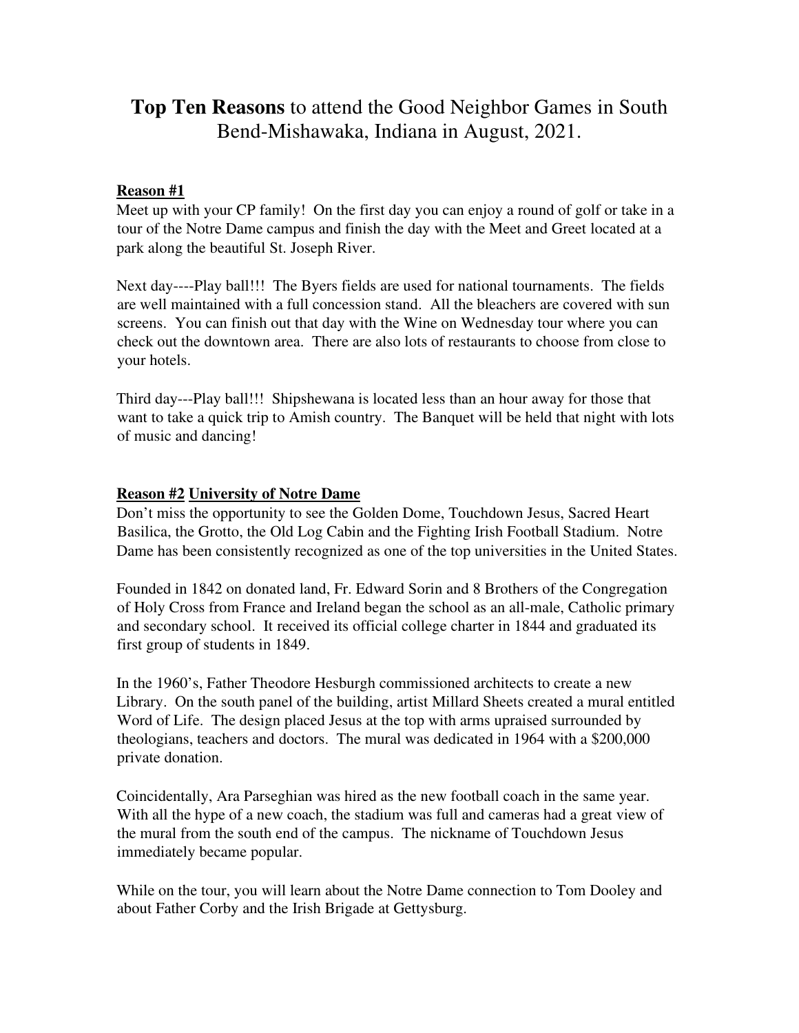# **Top Ten Reasons** to attend the Good Neighbor Games in South Bend-Mishawaka, Indiana in August, 2021.

**Reason #1**

Meet up with your CP family! On the first day you can enjoy a round of golf or take in a tour of the Notre Dame campus and finish the day with the Meet and Greet located at a park along the beautiful St. Joseph River.

Next day----Play ball!!! The Byers fields are used for national tournaments. The fields are well maintained with a full concession stand. All the bleachers are covered with sun screens. You can finish out that day with the Wine on Wednesday tour where you can check out the downtown area. There are also lots of restaurants to choose from close to your hotels.

Third day---Play ball!!! Shipshewana is located less than an hour away for those that want to take a quick trip to Amish country. The Banquet will be held that night with lots of music and dancing!

**Reason #2 University of Notre Dame**

Don't miss the opportunity to see the Golden Dome, Touchdown Jesus, Sacred Heart Basilica, the Grotto, the Old Log Cabin and the Fighting Irish Football Stadium. Notre Dame has been consistently recognized as one of the top universities in the United States.

Founded in 1842 on donated land, Fr. Edward Sorin and 8 Brothers of the Congregation of Holy Cross from France and Ireland began the school as an all-male, Catholic primary and secondary school. It received its official college charter in 1844 and graduated its first group of students in 1849.

In the 1960's, Father Theodore Hesburgh commissioned architects to create a new Library. On the south panel of the building, artist Millard Sheets created a mural entitled Word of Life. The design placed Jesus at the top with arms upraised surrounded by theologians, teachers and doctors. The mural was dedicated in 1964 with a $200,000 private donation.

Coincidentally, Ara Parseghian was hired as the new football coach in the same year. With all the hype of a new coach, the stadium was full and cameras had a great view of the mural from the south end of the campus. The nickname of Touchdown Jesus immediately became popular.

While on the tour, you will learn about the Notre Dame connection to Tom Dooley and about Father Corby and the Irish Brigade at Gettysburg.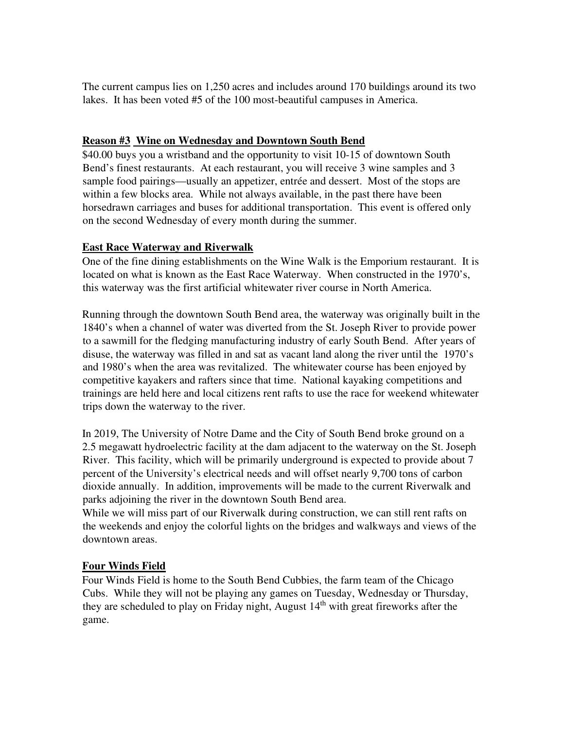The current campus lies on 1,250 acres and includes around 170 buildings around its two lakes. It has been voted #5 of the 100 most-beautiful campuses in America.

## **Reason #3 Wine on Wednesday and Downtown South Bend**

$40.00 buys you a wristband and the opportunity to visit 10-15 of downtown South Bend's finest restaurants. At each restaurant, you will receive 3 wine samples and 3 sample food pairings—usually an appetizer, entrée and dessert. Most of the stops are within a few blocks area. While not always available, in the past there have been horsedrawn carriages and buses for additional transportation. This event is offered only on the second Wednesday of every month during the summer.

## **East Race Waterway and Riverwalk**

One of the fine dining establishments on the Wine Walk is the Emporium restaurant. It is located on what is known as the East Race Waterway. When constructed in the 1970's, this waterway was the first artificial whitewater river course in North America.

Running through the downtown South Bend area, the waterway was originally built in the 1840's when a channel of water was diverted from the St. Joseph River to provide power to a sawmill for the fledging manufacturing industry of early South Bend. After years of disuse, the waterway was filled in and sat as vacant land along the river until the 1970's and 1980's when the area was revitalized. The whitewater course has been enjoyed by competitive kayakers and rafters since that time. National kayaking competitions and trainings are held here and local citizens rent rafts to use the race for weekend whitewater trips down the waterway to the river.

In 2019, The University of Notre Dame and the City of South Bend broke ground on a 2.5 megawatt hydroelectric facility at the dam adjacent to the waterway on the St. Joseph River. This facility, which will be primarily underground is expected to provide about 7 percent of the University's electrical needs and will offset nearly 9,700 tons of carbon dioxide annually. In addition, improvements will be made to the current Riverwalk and parks adjoining the river in the downtown South Bend area.

While we will miss part of our Riverwalk during construction, we can still rent rafts on the weekends and enjoy the colorful lights on the bridges and walkways and views of the downtown areas.

## **Four Winds Field**

Four Winds Field is home to the South Bend Cubbies, the farm team of the Chicago Cubs. While they will not be playing any games on Tuesday, Wednesday or Thursday, they are scheduled to play on Friday night, August 14th with great fireworks after the game.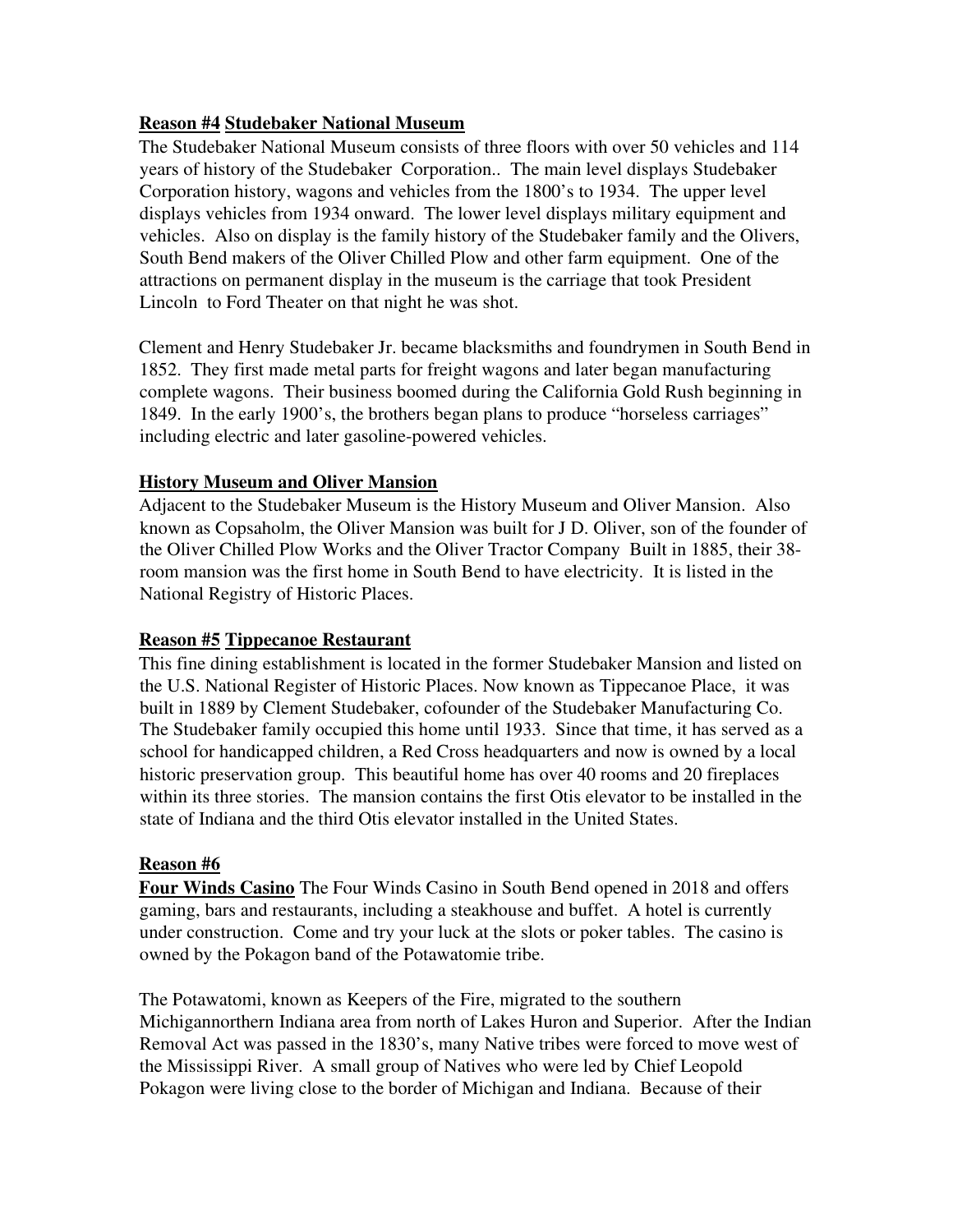**Reason #4** **Studebaker National Museum**

The Studebaker National Museum consists of three floors with over 50 vehicles and 114 years of history of the Studebaker Corporation.. The main level displays Studebaker Corporation history, wagons and vehicles from the 1800's to 1934. The upper level displays vehicles from 1934 onward. The lower level displays military equipment and vehicles. Also on display is the family history of the Studebaker family and the Olivers, South Bend makers of the Oliver Chilled Plow and other farm equipment. One of the attractions on permanent display in the museum is the carriage that took President Lincoln to Ford Theater on that night he was shot.

Clement and Henry Studebaker Jr. became blacksmiths and foundrymen in South Bend in 1852. They first made metal parts for freight wagons and later began manufacturing complete wagons. Their business boomed during the California Gold Rush beginning in 1849. In the early 1900's, the brothers began plans to produce "horseless carriages" including electric and later gasoline-powered vehicles.

**History Museum and Oliver Mansion**

Adjacent to the Studebaker Museum is the History Museum and Oliver Mansion. Also known as Copsaholm, the Oliver Mansion was built for J D. Oliver, son of the founder of the Oliver Chilled Plow Works and the Oliver Tractor Company Built in 1885, their 38-room mansion was the first home in South Bend to have electricity. It is listed in the National Registry of Historic Places.

**Reason #5** **Tippecanoe Restaurant**

This fine dining establishment is located in the former Studebaker Mansion and listed on the U.S. National Register of Historic Places. Now known as Tippecanoe Place, it was built in 1889 by Clement Studebaker, cofounder of the Studebaker Manufacturing Co. The Studebaker family occupied this home until 1933. Since that time, it has served as a school for handicapped children, a Red Cross headquarters and now is owned by a local historic preservation group. This beautiful home has over 40 rooms and 20 fireplaces within its three stories. The mansion contains the first Otis elevator to be installed in the state of Indiana and the third Otis elevator installed in the United States.

**Reason #6**

**Four Winds Casino** The Four Winds Casino in South Bend opened in 2018 and offers gaming, bars and restaurants, including a steakhouse and buffet. A hotel is currently under construction. Come and try your luck at the slots or poker tables. The casino is owned by the Pokagon band of the Potawatomie tribe.

The Potawatomi, known as Keepers of the Fire, migrated to the southern Michigannorthern Indiana area from north of Lakes Huron and Superior. After the Indian Removal Act was passed in the 1830's, many Native tribes were forced to move west of the Mississippi River. A small group of Natives who were led by Chief Leopold Pokagon were living close to the border of Michigan and Indiana. Because of their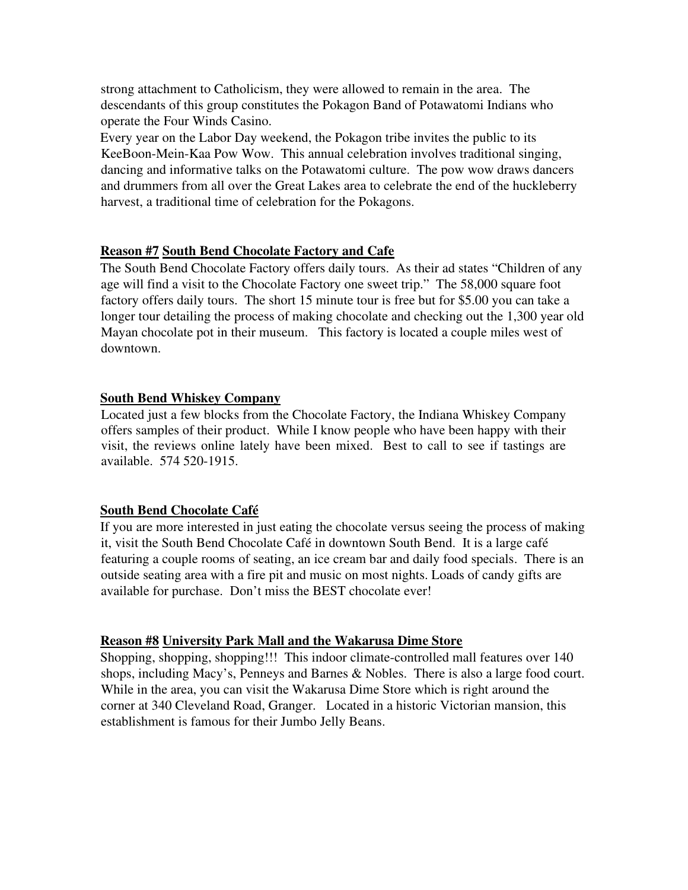strong attachment to Catholicism, they were allowed to remain in the area. The descendants of this group constitutes the Pokagon Band of Potawatomi Indians who operate the Four Winds Casino.

Every year on the Labor Day weekend, the Pokagon tribe invites the public to its KeeBoon-Mein-Kaa Pow Wow. This annual celebration involves traditional singing, dancing and informative talks on the Potawatomi culture. The pow wow draws dancers and drummers from all over the Great Lakes area to celebrate the end of the huckleberry harvest, a traditional time of celebration for the Pokagons.

**Reason #7** **South Bend Chocolate Factory and Cafe**

The South Bend Chocolate Factory offers daily tours. As their ad states "Children of any age will find a visit to the Chocolate Factory one sweet trip." The 58,000 square foot factory offers daily tours. The short 15 minute tour is free but for $5.00 you can take a longer tour detailing the process of making chocolate and checking out the 1,300 year old Mayan chocolate pot in their museum. This factory is located a couple miles west of downtown.

**South Bend Whiskey Company**

Located just a few blocks from the Chocolate Factory, the Indiana Whiskey Company offers samples of their product. While I know people who have been happy with their visit, the reviews online lately have been mixed. Best to call to see if tastings are available. 574 520-1915.

**South Bend Chocolate Café**

If you are more interested in just eating the chocolate versus seeing the process of making it, visit the South Bend Chocolate Café in downtown South Bend. It is a large café featuring a couple rooms of seating, an ice cream bar and daily food specials. There is an outside seating area with a fire pit and music on most nights. Loads of candy gifts are available for purchase. Don't miss the BEST chocolate ever!

**Reason #8** **University Park Mall and the Wakarusa Dime Store**

Shopping, shopping, shopping!!! This indoor climate-controlled mall features over 140 shops, including Macy's, Penneys and Barnes & Nobles. There is also a large food court. While in the area, you can visit the Wakarusa Dime Store which is right around the corner at 340 Cleveland Road, Granger. Located in a historic Victorian mansion, this establishment is famous for their Jumbo Jelly Beans.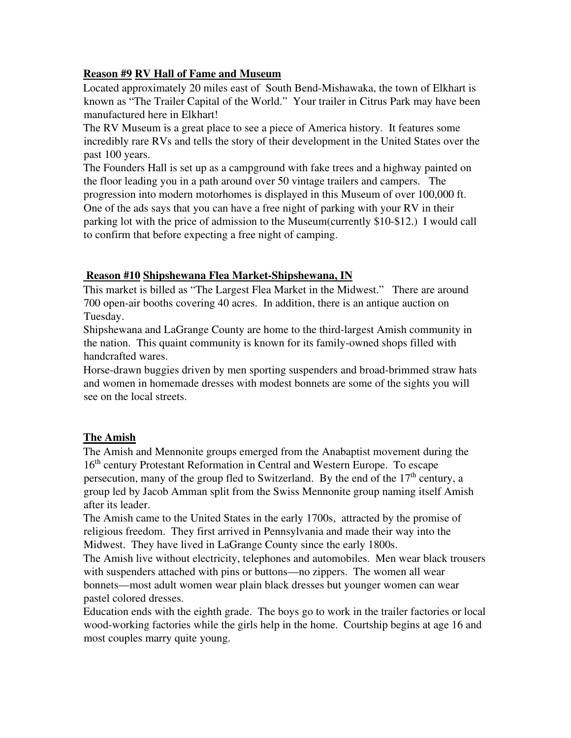**<u>Reason #9</u> <u>RV Hall of Fame and Museum</u>**

Located approximately 20 miles east of South Bend-Mishawaka, the town of Elkhart is known as "The Trailer Capital of the World." Your trailer in Citrus Park may have been manufactured here in Elkhart!

The RV Museum is a great place to see a piece of America history. It features some incredibly rare RVs and tells the story of their development in the United States over the past 100 years.

The Founders Hall is set up as a campground with fake trees and a highway painted on the floor leading you in a path around over 50 vintage trailers and campers. The progression into modern motorhomes is displayed in this Museum of over 100,000 ft. One of the ads says that you can have a free night of parking with your RV in their parking lot with the price of admission to the Museum(currently $10-$12.) I would call to confirm that before expecting a free night of camping.

**<u>Reason #10</u> <u>Shipshewana Flea Market-Shipshewana, IN</u>**

This market is billed as "The Largest Flea Market in the Midwest." There are around 700 open-air booths covering 40 acres. In addition, there is an antique auction on Tuesday.

Shipshewana and LaGrange County are home to the third-largest Amish community in the nation. This quaint community is known for its family-owned shops filled with handcrafted wares.

Horse-drawn buggies driven by men sporting suspenders and broad-brimmed straw hats and women in homemade dresses with modest bonnets are some of the sights you will see on the local streets.

**<u>The Amish</u>**

The Amish and Mennonite groups emerged from the Anabaptist movement during the 16th century Protestant Reformation in Central and Western Europe. To escape persecution, many of the group fled to Switzerland. By the end of the 17th century, a group led by Jacob Amman split from the Swiss Mennonite group naming itself Amish after its leader.

The Amish came to the United States in the early 1700s, attracted by the promise of religious freedom. They first arrived in Pennsylvania and made their way into the Midwest. They have lived in LaGrange County since the early 1800s.

The Amish live without electricity, telephones and automobiles. Men wear black trousers with suspenders attached with pins or buttons—no zippers. The women all wear bonnets—most adult women wear plain black dresses but younger women can wear pastel colored dresses.

Education ends with the eighth grade. The boys go to work in the trailer factories or local wood-working factories while the girls help in the home. Courtship begins at age 16 and most couples marry quite young.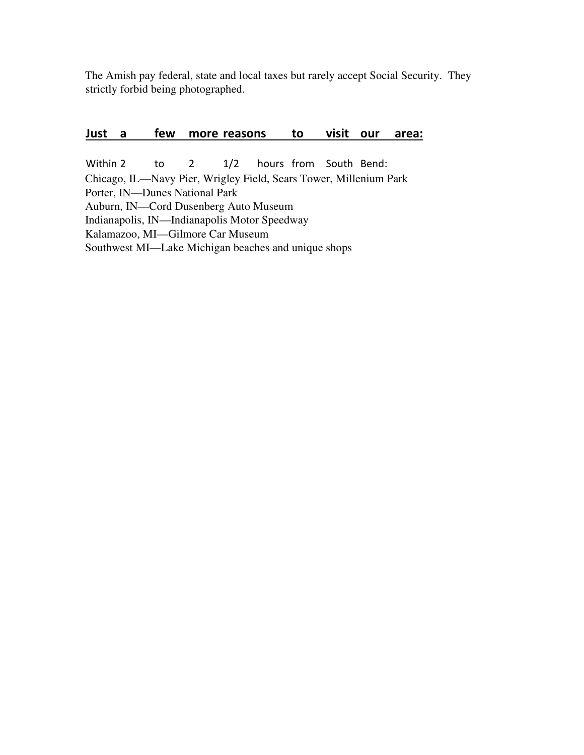The Amish pay federal, state and local taxes but rarely accept Social Security. They strictly forbid being photographed.

## Just a few more reasons to visit our area:

Within 2 to 2 1/2 hours from South Bend:

Chicago, IL—Navy Pier, Wrigley Field, Sears Tower, Millenium Park  
Porter, IN—Dunes National Park  
Auburn, IN—Cord Dusenberg Auto Museum  
Indianapolis, IN—Indianapolis Motor Speedway  
Kalamazoo, MI—Gilmore Car Museum  
Southwest MI—Lake Michigan beaches and unique shops